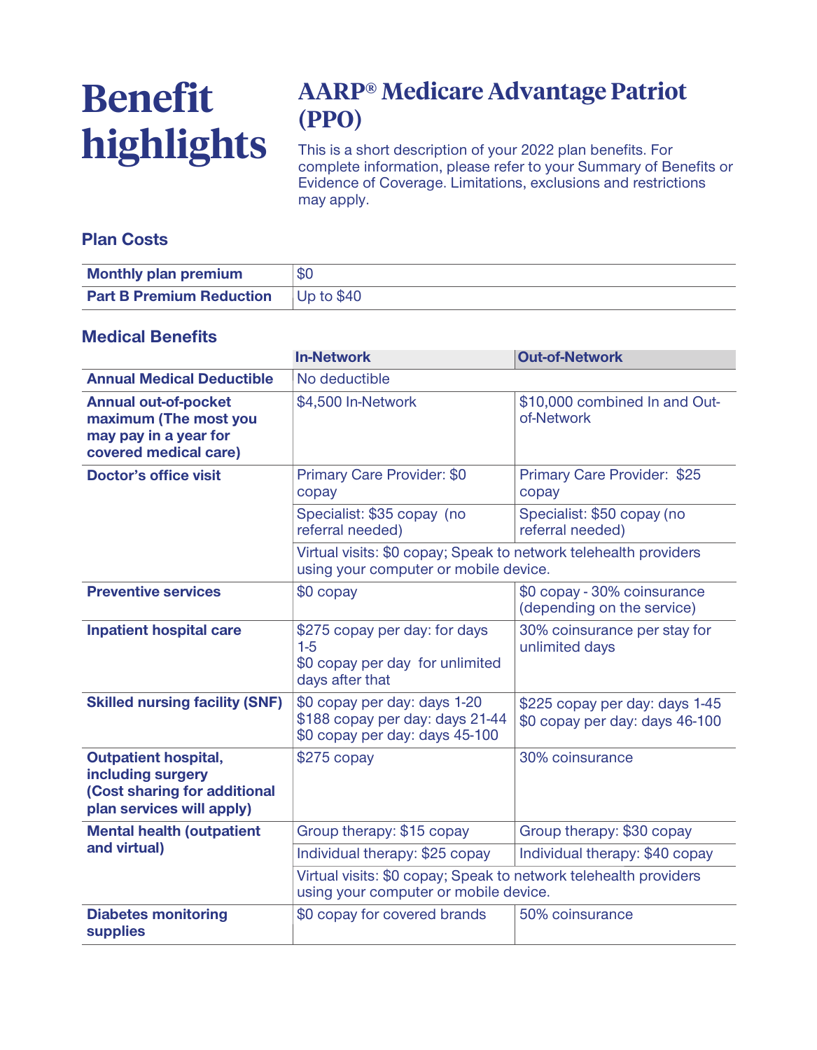# Benefit highlights

## AARP® Medicare Advantage Patriot (PPO)

This is a short description of your 2022 plan benefits. For complete information, please refer to your Summary of Benefits or Evidence of Coverage. Limitations, exclusions and restrictions may apply.

### Plan Costs

| | |
|---|---|
| **Monthly plan premium** | $0 |
| **Part B Premium Reduction** | Up to $40 |

### Medical Benefits

| | In-Network | Out-of-Network |
|---|---|---|
| **Annual Medical Deductible** | No deductible | |
| **Annual out-of-pocket maximum (The most you may pay in a year for covered medical care)** | $4,500 In-Network | $10,000 combined In and Out-of-Network |
| **Doctor's office visit** | Primary Care Provider: $0 copay | Primary Care Provider: $25 copay |
| | Specialist: $35 copay (no referral needed) | Specialist: $50 copay (no referral needed) |
| | Virtual visits: $0 copay; Speak to network telehealth providers using your computer or mobile device. | |
| **Preventive services** | $0 copay | $0 copay - 30% coinsurance (depending on the service) |
| **Inpatient hospital care** | $275 copay per day: for days 1-5<br>$0 copay per day for unlimited days after that | 30% coinsurance per stay for unlimited days |
| **Skilled nursing facility (SNF)** | $0 copay per day: days 1-20<br>$188 copay per day: days 21-44<br>$0 copay per day: days 45-100 | $225 copay per day: days 1-45<br>$0 copay per day: days 46-100 |
| **Outpatient hospital, including surgery (Cost sharing for additional plan services will apply)** | $275 copay | 30% coinsurance |
| **Mental health (outpatient and virtual)** | Group therapy: $15 copay | Group therapy: $30 copay |
| | Individual therapy: $25 copay | Individual therapy: $40 copay |
| | Virtual visits: $0 copay; Speak to network telehealth providers using your computer or mobile device. | |
| **Diabetes monitoring supplies** | $0 copay for covered brands | 50% coinsurance |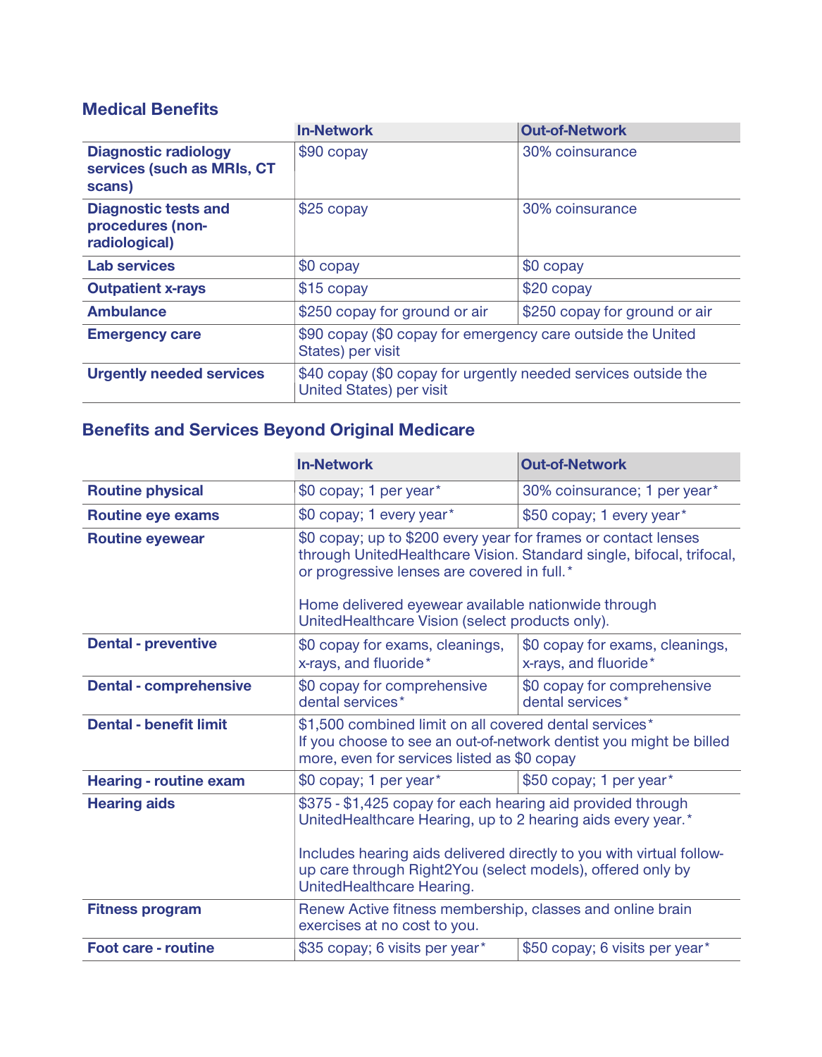## Medical Benefits

| | In-Network | Out-of-Network |
|---|---|---|
| **Diagnostic radiology services (such as MRIs, CT scans)** | $90 copay | 30% coinsurance |
| **Diagnostic tests and procedures (non-radiological)** | $25 copay | 30% coinsurance |
| **Lab services** | $0 copay | $0 copay |
| **Outpatient x-rays** | $15 copay | $20 copay |
| **Ambulance** | $250 copay for ground or air | $250 copay for ground or air |
| **Emergency care** | $90 copay ($0 copay for emergency care outside the United States) per visit | |
| **Urgently needed services** | $40 copay ($0 copay for urgently needed services outside the United States) per visit | |

## Benefits and Services Beyond Original Medicare

| | In-Network | Out-of-Network |
|---|---|---|
| **Routine physical** | $0 copay; 1 per year* | 30% coinsurance; 1 per year* |
| **Routine eye exams** | $0 copay; 1 every year* | $50 copay; 1 every year* |
| **Routine eyewear** | $0 copay; up to $200 every year for frames or contact lenses through UnitedHealthcare Vision. Standard single, bifocal, trifocal, or progressive lenses are covered in full.*<br><br>Home delivered eyewear available nationwide through UnitedHealthcare Vision (select products only). | |
| **Dental - preventive** | $0 copay for exams, cleanings, x-rays, and fluoride* | $0 copay for exams, cleanings, x-rays, and fluoride* |
| **Dental - comprehensive** | $0 copay for comprehensive dental services* | $0 copay for comprehensive dental services* |
| **Dental - benefit limit** | $1,500 combined limit on all covered dental services*<br>If you choose to see an out-of-network dentist you might be billed more, even for services listed as $0 copay | |
| **Hearing - routine exam** | $0 copay; 1 per year* | $50 copay; 1 per year* |
| **Hearing aids** | $375 - $1,425 copay for each hearing aid provided through UnitedHealthcare Hearing, up to 2 hearing aids every year.*<br><br>Includes hearing aids delivered directly to you with virtual follow-up care through Right2You (select models), offered only by UnitedHealthcare Hearing. | |
| **Fitness program** | Renew Active fitness membership, classes and online brain exercises at no cost to you. | |
| **Foot care - routine** | $35 copay; 6 visits per year* | $50 copay; 6 visits per year* |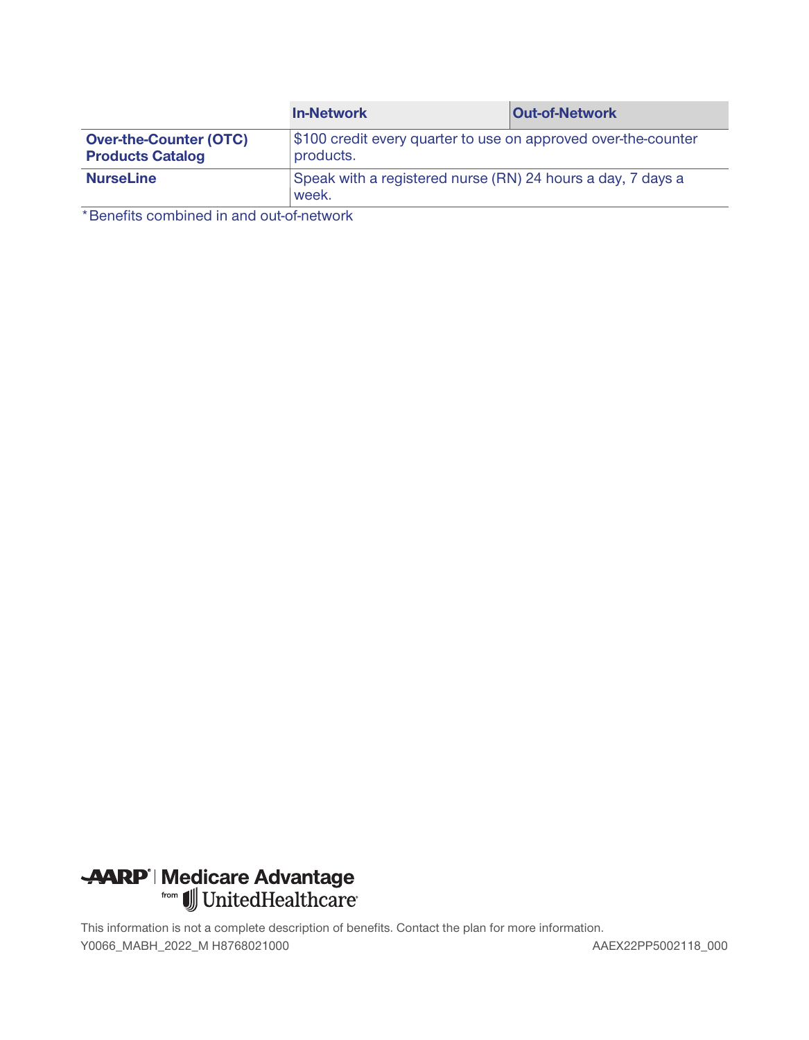| | In-Network | Out-of-Network |
|---|---|---|
| **Over-the-Counter (OTC) Products Catalog** | $100 credit every quarter to use on approved over-the-counter products. | |
| **NurseLine** | Speak with a registered nurse (RN) 24 hours a day, 7 days a week. | |

*Benefits combined in and out-of-network

AARP Medicare Advantage from UnitedHealthcare

This information is not a complete description of benefits. Contact the plan for more information.

Y0066_MABH_2022_M H8768021000 AAEX22PP5002118_000